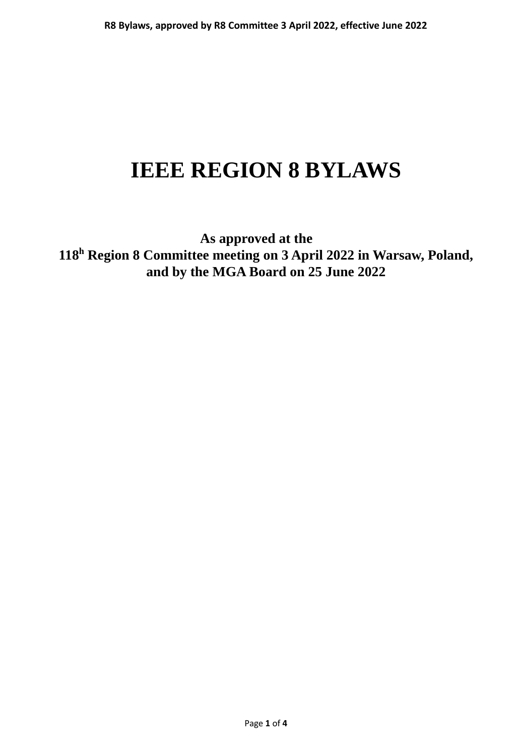# IEEE REGION 8 BYLAWS

**As approved at the**
**118[h] Region 8 Committee meeting on 3 April 2022 in Warsaw, Poland, and by the MGA Board on 25 June 2022**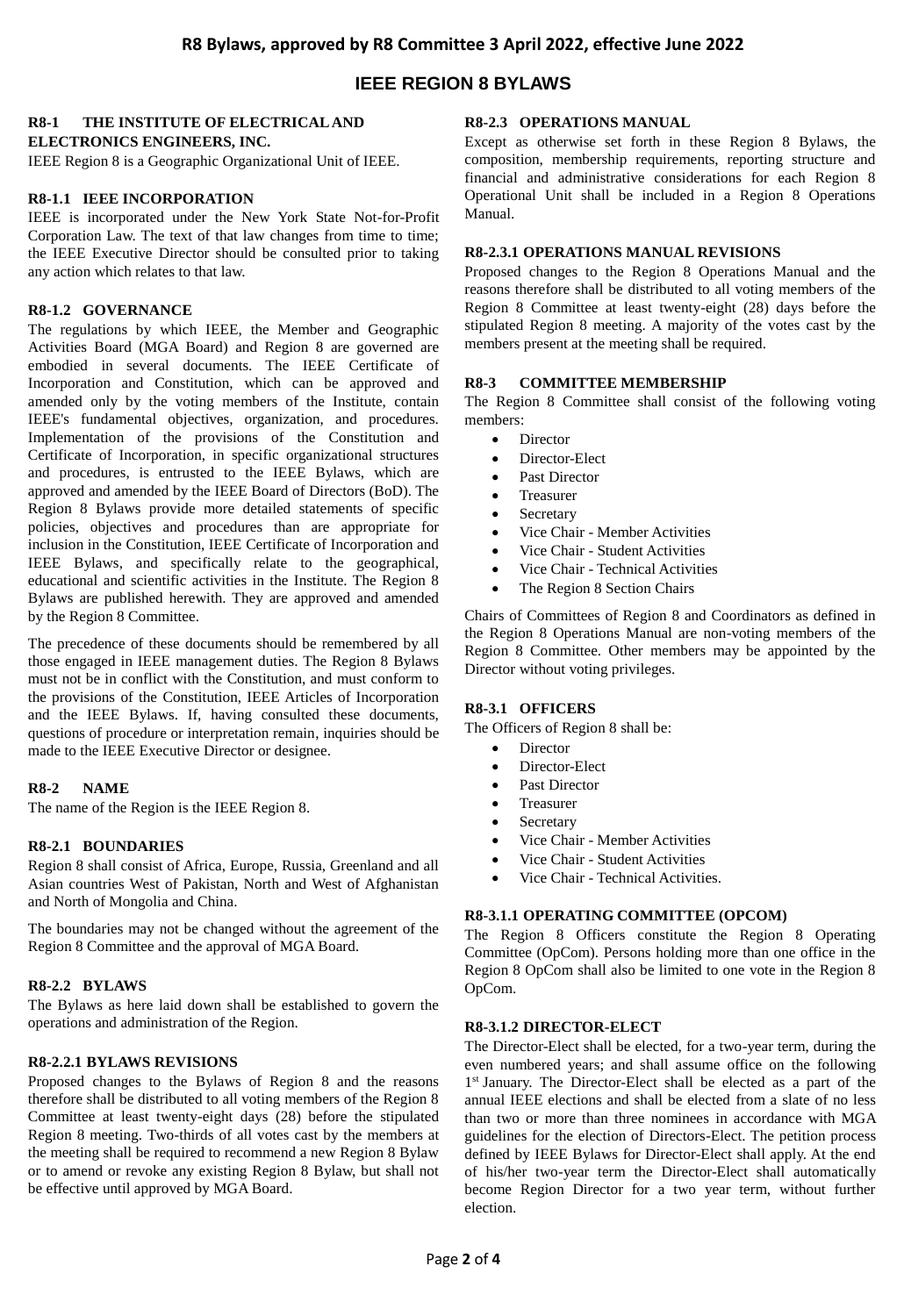# IEEE REGION 8 BYLAWS

### R8-1 THE INSTITUTE OF ELECTRICAL AND ELECTRONICS ENGINEERS, INC.

IEEE Region 8 is a Geographic Organizational Unit of IEEE.

### R8-1.1 IEEE INCORPORATION

IEEE is incorporated under the New York State Not-for-Profit Corporation Law. The text of that law changes from time to time; the IEEE Executive Director should be consulted prior to taking any action which relates to that law.

### R8-1.2 GOVERNANCE

The regulations by which IEEE, the Member and Geographic Activities Board (MGA Board) and Region 8 are governed are embodied in several documents. The IEEE Certificate of Incorporation and Constitution, which can be approved and amended only by the voting members of the Institute, contain IEEE's fundamental objectives, organization, and procedures. Implementation of the provisions of the Constitution and Certificate of Incorporation, in specific organizational structures and procedures, is entrusted to the IEEE Bylaws, which are approved and amended by the IEEE Board of Directors (BoD). The Region 8 Bylaws provide more detailed statements of specific policies, objectives and procedures than are appropriate for inclusion in the Constitution, IEEE Certificate of Incorporation and IEEE Bylaws, and specifically relate to the geographical, educational and scientific activities in the Institute. The Region 8 Bylaws are published herewith. They are approved and amended by the Region 8 Committee.

The precedence of these documents should be remembered by all those engaged in IEEE management duties. The Region 8 Bylaws must not be in conflict with the Constitution, and must conform to the provisions of the Constitution, IEEE Articles of Incorporation and the IEEE Bylaws. If, having consulted these documents, questions of procedure or interpretation remain, inquiries should be made to the IEEE Executive Director or designee.

### R8-2 NAME

The name of the Region is the IEEE Region 8.

### R8-2.1 BOUNDARIES

Region 8 shall consist of Africa, Europe, Russia, Greenland and all Asian countries West of Pakistan, North and West of Afghanistan and North of Mongolia and China.

The boundaries may not be changed without the agreement of the Region 8 Committee and the approval of MGA Board.

### R8-2.2 BYLAWS

The Bylaws as here laid down shall be established to govern the operations and administration of the Region.

### R8-2.2.1 BYLAWS REVISIONS

Proposed changes to the Bylaws of Region 8 and the reasons therefore shall be distributed to all voting members of the Region 8 Committee at least twenty-eight days (28) before the stipulated Region 8 meeting. Two-thirds of all votes cast by the members at the meeting shall be required to recommend a new Region 8 Bylaw or to amend or revoke any existing Region 8 Bylaw, but shall not be effective until approved by MGA Board.

### R8-2.3 OPERATIONS MANUAL

Except as otherwise set forth in these Region 8 Bylaws, the composition, membership requirements, reporting structure and financial and administrative considerations for each Region 8 Operational Unit shall be included in a Region 8 Operations Manual.

### R8-2.3.1 OPERATIONS MANUAL REVISIONS

Proposed changes to the Region 8 Operations Manual and the reasons therefore shall be distributed to all voting members of the Region 8 Committee at least twenty-eight (28) days before the stipulated Region 8 meeting. A majority of the votes cast by the members present at the meeting shall be required.

### R8-3 COMMITTEE MEMBERSHIP

The Region 8 Committee shall consist of the following voting members:

- Director
- Director-Elect
- Past Director
- Treasurer
- Secretary
- Vice Chair - Member Activities
- Vice Chair - Student Activities
- Vice Chair - Technical Activities
- The Region 8 Section Chairs

Chairs of Committees of Region 8 and Coordinators as defined in the Region 8 Operations Manual are non-voting members of the Region 8 Committee. Other members may be appointed by the Director without voting privileges.

### R8-3.1 OFFICERS

The Officers of Region 8 shall be:

- Director
- Director-Elect
- Past Director
- Treasurer
- Secretary
- Vice Chair - Member Activities
- Vice Chair - Student Activities
- Vice Chair - Technical Activities.

### R8-3.1.1 OPERATING COMMITTEE (OPCOM)

The Region 8 Officers constitute the Region 8 Operating Committee (OpCom). Persons holding more than one office in the Region 8 OpCom shall also be limited to one vote in the Region 8 OpCom.

### R8-3.1.2 DIRECTOR-ELECT

The Director-Elect shall be elected, for a two-year term, during the even numbered years; and shall assume office on the following 1st January. The Director-Elect shall be elected as a part of the annual IEEE elections and shall be elected from a slate of no less than two or more than three nominees in accordance with MGA guidelines for the election of Directors-Elect. The petition process defined by IEEE Bylaws for Director-Elect shall apply. At the end of his/her two-year term the Director-Elect shall automatically become Region Director for a two year term, without further election.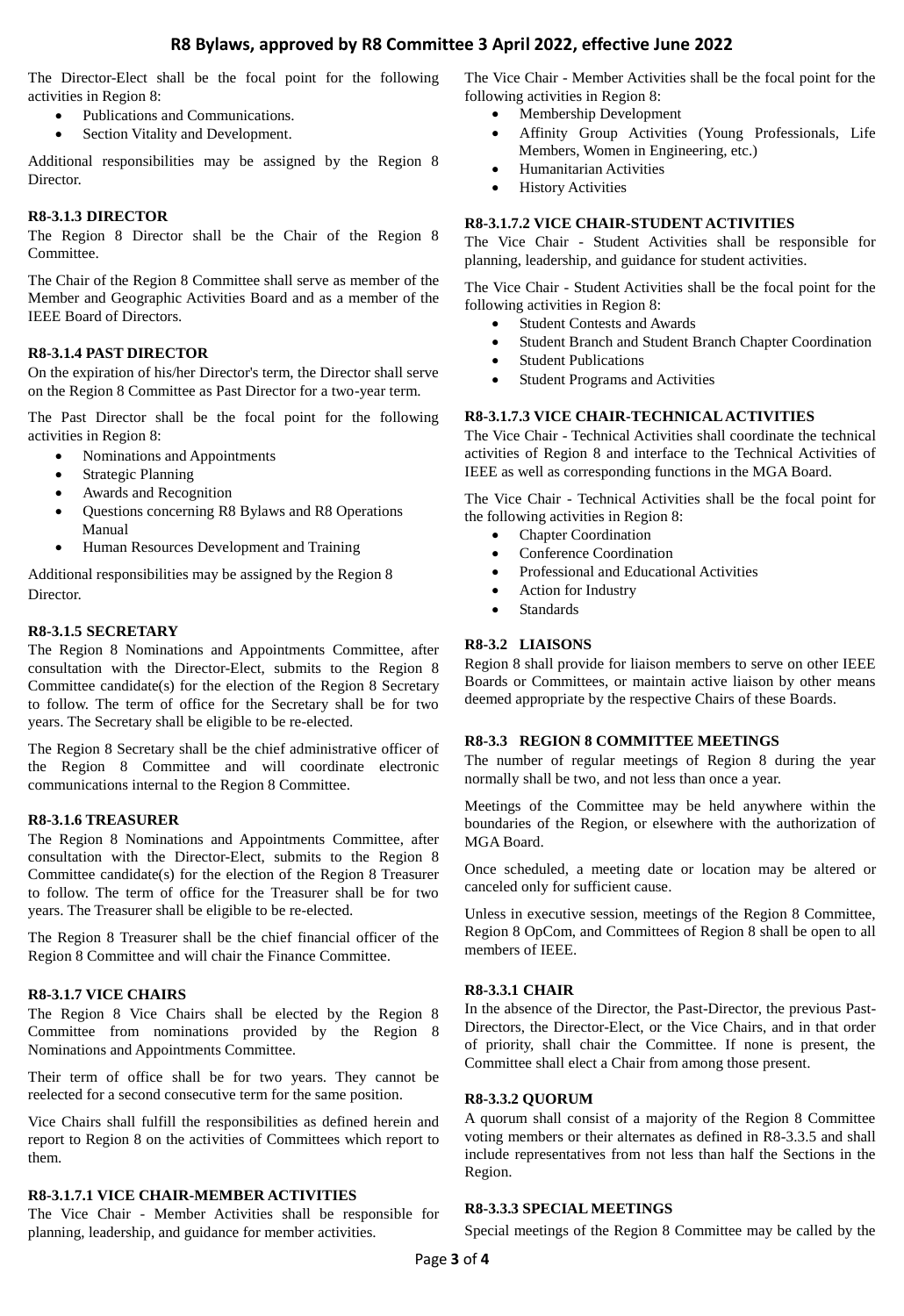The Director-Elect shall be the focal point for the following activities in Region 8:

- Publications and Communications.
- Section Vitality and Development.

Additional responsibilities may be assigned by the Region 8 Director.

### R8-3.1.3 DIRECTOR

The Region 8 Director shall be the Chair of the Region 8 Committee.

The Chair of the Region 8 Committee shall serve as member of the Member and Geographic Activities Board and as a member of the IEEE Board of Directors.

### R8-3.1.4 PAST DIRECTOR

On the expiration of his/her Director's term, the Director shall serve on the Region 8 Committee as Past Director for a two-year term.

The Past Director shall be the focal point for the following activities in Region 8:

- Nominations and Appointments
- Strategic Planning
- Awards and Recognition
- Questions concerning R8 Bylaws and R8 Operations Manual
- Human Resources Development and Training

Additional responsibilities may be assigned by the Region 8 Director.

### R8-3.1.5 SECRETARY

The Region 8 Nominations and Appointments Committee, after consultation with the Director-Elect, submits to the Region 8 Committee candidate(s) for the election of the Region 8 Secretary to follow. The term of office for the Secretary shall be for two years. The Secretary shall be eligible to be re-elected.

The Region 8 Secretary shall be the chief administrative officer of the Region 8 Committee and will coordinate electronic communications internal to the Region 8 Committee.

### R8-3.1.6 TREASURER

The Region 8 Nominations and Appointments Committee, after consultation with the Director-Elect, submits to the Region 8 Committee candidate(s) for the election of the Region 8 Treasurer to follow. The term of office for the Treasurer shall be for two years. The Treasurer shall be eligible to be re-elected.

The Region 8 Treasurer shall be the chief financial officer of the Region 8 Committee and will chair the Finance Committee.

### R8-3.1.7 VICE CHAIRS

The Region 8 Vice Chairs shall be elected by the Region 8 Committee from nominations provided by the Region 8 Nominations and Appointments Committee.

Their term of office shall be for two years. They cannot be reelected for a second consecutive term for the same position.

Vice Chairs shall fulfill the responsibilities as defined herein and report to Region 8 on the activities of Committees which report to them.

### R8-3.1.7.1 VICE CHAIR-MEMBER ACTIVITIES

The Vice Chair - Member Activities shall be responsible for planning, leadership, and guidance for member activities.

The Vice Chair - Member Activities shall be the focal point for the following activities in Region 8:

- Membership Development
- Affinity Group Activities (Young Professionals, Life Members, Women in Engineering, etc.)
- Humanitarian Activities
- History Activities

### R8-3.1.7.2 VICE CHAIR-STUDENT ACTIVITIES

The Vice Chair - Student Activities shall be responsible for planning, leadership, and guidance for student activities.

The Vice Chair - Student Activities shall be the focal point for the following activities in Region 8:

- Student Contests and Awards
- Student Branch and Student Branch Chapter Coordination
- Student Publications
- Student Programs and Activities

### R8-3.1.7.3 VICE CHAIR-TECHNICAL ACTIVITIES

The Vice Chair - Technical Activities shall coordinate the technical activities of Region 8 and interface to the Technical Activities of IEEE as well as corresponding functions in the MGA Board.

The Vice Chair - Technical Activities shall be the focal point for the following activities in Region 8:

- Chapter Coordination
- Conference Coordination
- Professional and Educational Activities
- Action for Industry
- Standards

### R8-3.2 LIAISONS

Region 8 shall provide for liaison members to serve on other IEEE Boards or Committees, or maintain active liaison by other means deemed appropriate by the respective Chairs of these Boards.

### R8-3.3 REGION 8 COMMITTEE MEETINGS

The number of regular meetings of Region 8 during the year normally shall be two, and not less than once a year.

Meetings of the Committee may be held anywhere within the boundaries of the Region, or elsewhere with the authorization of MGA Board.

Once scheduled, a meeting date or location may be altered or canceled only for sufficient cause.

Unless in executive session, meetings of the Region 8 Committee, Region 8 OpCom, and Committees of Region 8 shall be open to all members of IEEE.

### R8-3.3.1 CHAIR

In the absence of the Director, the Past-Director, the previous Past-Directors, the Director-Elect, or the Vice Chairs, and in that order of priority, shall chair the Committee. If none is present, the Committee shall elect a Chair from among those present.

### R8-3.3.2 QUORUM

A quorum shall consist of a majority of the Region 8 Committee voting members or their alternates as defined in R8-3.3.5 and shall include representatives from not less than half the Sections in the Region.

### R8-3.3.3 SPECIAL MEETINGS

Special meetings of the Region 8 Committee may be called by the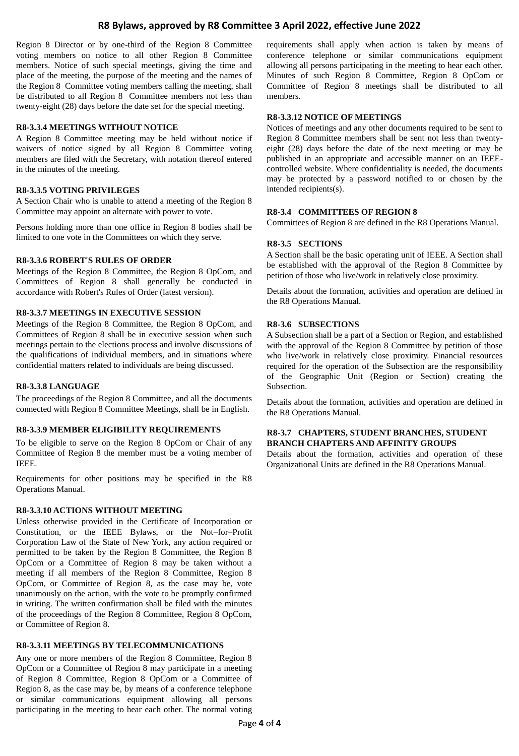Region 8 Director or by one-third of the Region 8 Committee voting members on notice to all other Region 8 Committee members. Notice of such special meetings, giving the time and place of the meeting, the purpose of the meeting and the names of the Region 8 Committee voting members calling the meeting, shall be distributed to all Region 8 Committee members not less than twenty-eight (28) days before the date set for the special meeting.

### R8-3.3.4 MEETINGS WITHOUT NOTICE

A Region 8 Committee meeting may be held without notice if waivers of notice signed by all Region 8 Committee voting members are filed with the Secretary, with notation thereof entered in the minutes of the meeting.

### R8-3.3.5 VOTING PRIVILEGES

A Section Chair who is unable to attend a meeting of the Region 8 Committee may appoint an alternate with power to vote.

Persons holding more than one office in Region 8 bodies shall be limited to one vote in the Committees on which they serve.

### R8-3.3.6 ROBERT'S RULES OF ORDER

Meetings of the Region 8 Committee, the Region 8 OpCom, and Committees of Region 8 shall generally be conducted in accordance with Robert's Rules of Order (latest version).

### R8-3.3.7 MEETINGS IN EXECUTIVE SESSION

Meetings of the Region 8 Committee, the Region 8 OpCom, and Committees of Region 8 shall be in executive session when such meetings pertain to the elections process and involve discussions of the qualifications of individual members, and in situations where confidential matters related to individuals are being discussed.

### R8-3.3.8 LANGUAGE

The proceedings of the Region 8 Committee, and all the documents connected with Region 8 Committee Meetings, shall be in English.

### R8-3.3.9 MEMBER ELIGIBILITY REQUIREMENTS

To be eligible to serve on the Region 8 OpCom or Chair of any Committee of Region 8 the member must be a voting member of IEEE.

Requirements for other positions may be specified in the R8 Operations Manual.

### R8-3.3.10 ACTIONS WITHOUT MEETING

Unless otherwise provided in the Certificate of Incorporation or Constitution, or the IEEE Bylaws, or the Not–for–Profit Corporation Law of the State of New York, any action required or permitted to be taken by the Region 8 Committee, the Region 8 OpCom or a Committee of Region 8 may be taken without a meeting if all members of the Region 8 Committee, Region 8 OpCom, or Committee of Region 8, as the case may be, vote unanimously on the action, with the vote to be promptly confirmed in writing. The written confirmation shall be filed with the minutes of the proceedings of the Region 8 Committee, Region 8 OpCom, or Committee of Region 8.

### R8-3.3.11 MEETINGS BY TELECOMMUNICATIONS

Any one or more members of the Region 8 Committee, Region 8 OpCom or a Committee of Region 8 may participate in a meeting of Region 8 Committee, Region 8 OpCom or a Committee of Region 8, as the case may be, by means of a conference telephone or similar communications equipment allowing all persons participating in the meeting to hear each other. The normal voting requirements shall apply when action is taken by means of conference telephone or similar communications equipment allowing all persons participating in the meeting to hear each other. Minutes of such Region 8 Committee, Region 8 OpCom or Committee of Region 8 meetings shall be distributed to all members.

### R8-3.3.12 NOTICE OF MEETINGS

Notices of meetings and any other documents required to be sent to Region 8 Committee members shall be sent not less than twenty-eight (28) days before the date of the next meeting or may be published in an appropriate and accessible manner on an IEEE-controlled website. Where confidentiality is needed, the documents may be protected by a password notified to or chosen by the intended recipients(s).

### R8-3.4 COMMITTEES OF REGION 8

Committees of Region 8 are defined in the R8 Operations Manual.

### R8-3.5 SECTIONS

A Section shall be the basic operating unit of IEEE. A Section shall be established with the approval of the Region 8 Committee by petition of those who live/work in relatively close proximity.

Details about the formation, activities and operation are defined in the R8 Operations Manual.

### R8-3.6 SUBSECTIONS

A Subsection shall be a part of a Section or Region, and established with the approval of the Region 8 Committee by petition of those who live/work in relatively close proximity. Financial resources required for the operation of the Subsection are the responsibility of the Geographic Unit (Region or Section) creating the Subsection.

Details about the formation, activities and operation are defined in the R8 Operations Manual.

### R8-3.7 CHAPTERS, STUDENT BRANCHES, STUDENT BRANCH CHAPTERS AND AFFINITY GROUPS

Details about the formation, activities and operation of these Organizational Units are defined in the R8 Operations Manual.